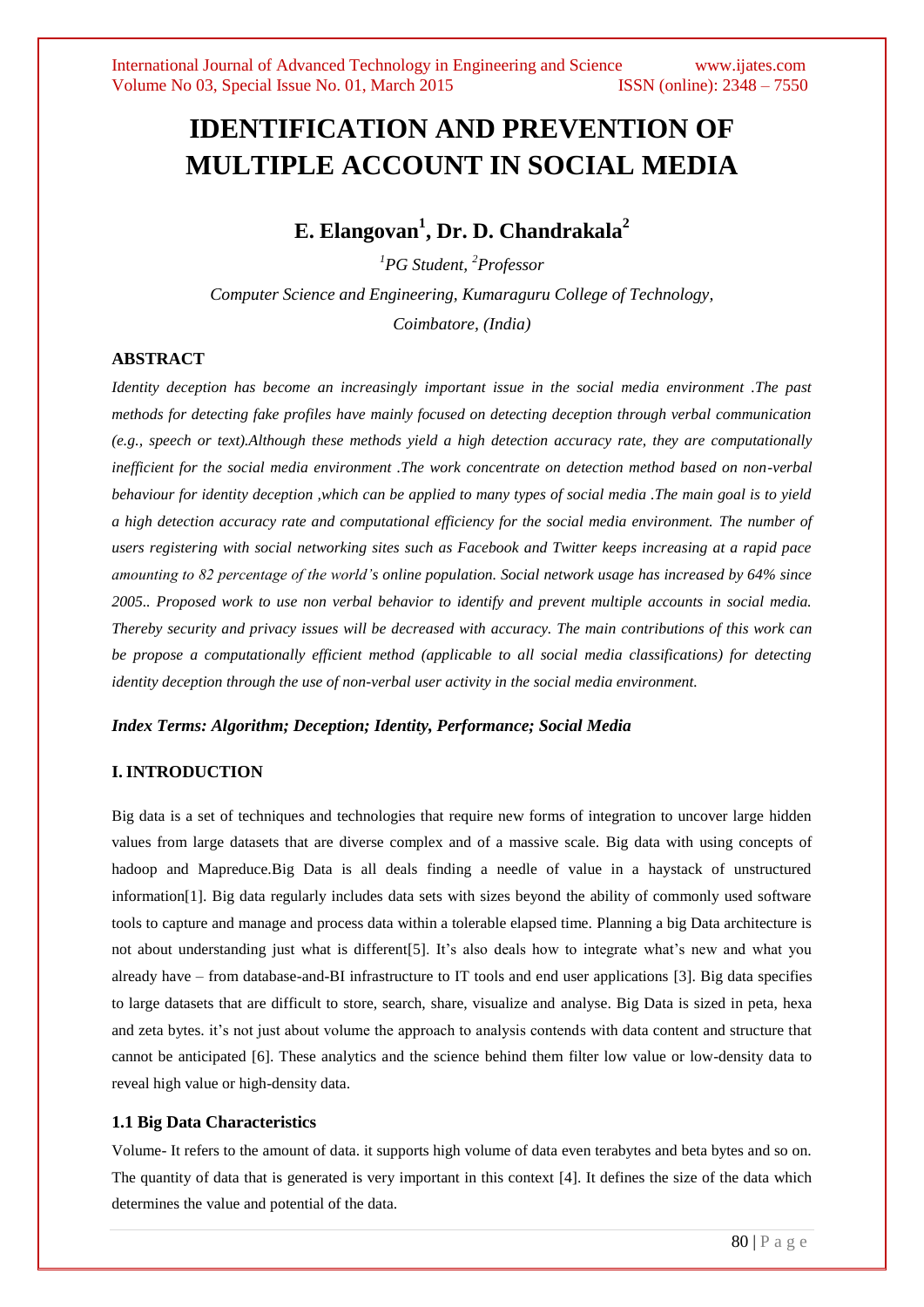# IDENTIFICATION AND PREVENTION OF MULTIPLE ACCOUNT IN SOCIAL MEDIA

## E. Elangovan[1], Dr. D. Chandrakala[2]

*[1]PG Student, [2]Professor*

*Computer Science and Engineering, Kumaraguru College of Technology, Coimbatore, (India)*

### ABSTRACT

*Identity deception has become an increasingly important issue in the social media environment .The past methods for detecting fake profiles have mainly focused on detecting deception through verbal communication (e.g., speech or text).Although these methods yield a high detection accuracy rate, they are computationally inefficient for the social media environment .The work concentrate on detection method based on non-verbal behaviour for identity deception ,which can be applied to many types of social media .The main goal is to yield a high detection accuracy rate and computational efficiency for the social media environment. The number of users registering with social networking sites such as Facebook and Twitter keeps increasing at a rapid pace amounting to 82 percentage of the world's online population. Social network usage has increased by 64% since 2005.. Proposed work to use non verbal behavior to identify and prevent multiple accounts in social media. Thereby security and privacy issues will be decreased with accuracy. The main contributions of this work can be propose a computationally efficient method (applicable to all social media classifications) for detecting identity deception through the use of non-verbal user activity in the social media environment.*

***Index Terms: Algorithm; Deception; Identity, Performance; Social Media***

### I. INTRODUCTION

Big data is a set of techniques and technologies that require new forms of integration to uncover large hidden values from large datasets that are diverse complex and of a massive scale. Big data with using concepts of hadoop and Mapreduce.Big Data is all deals finding a needle of value in a haystack of unstructured information[1]. Big data regularly includes data sets with sizes beyond the ability of commonly used software tools to capture and manage and process data within a tolerable elapsed time. Planning a big Data architecture is not about understanding just what is different[5]. It's also deals how to integrate what's new and what you already have – from database-and-BI infrastructure to IT tools and end user applications [3]. Big data specifies to large datasets that are difficult to store, search, share, visualize and analyse. Big Data is sized in peta, hexa and zeta bytes. it's not just about volume the approach to analysis contends with data content and structure that cannot be anticipated [6]. These analytics and the science behind them filter low value or low-density data to reveal high value or high-density data.

#### 1.1 Big Data Characteristics

Volume- It refers to the amount of data. it supports high volume of data even terabytes and beta bytes and so on. The quantity of data that is generated is very important in this context [4]. It defines the size of the data which determines the value and potential of the data.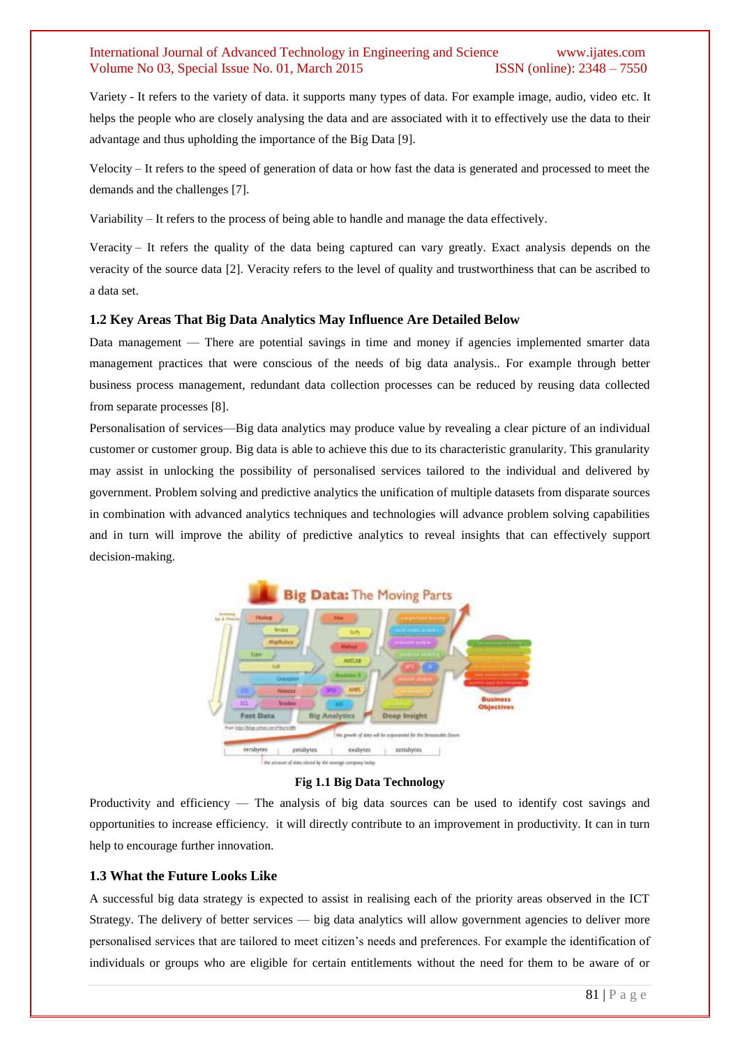Variety - It refers to the variety of data. it supports many types of data. For example image, audio, video etc. It helps the people who are closely analysing the data and are associated with it to effectively use the data to their advantage and thus upholding the importance of the Big Data [9].

Velocity – It refers to the speed of generation of data or how fast the data is generated and processed to meet the demands and the challenges [7].

Variability – It refers to the process of being able to handle and manage the data effectively.

Veracity – It refers the quality of the data being captured can vary greatly. Exact analysis depends on the veracity of the source data [2]. Veracity refers to the level of quality and trustworthiness that can be ascribed to a data set.

### 1.2 Key Areas That Big Data Analytics May Influence Are Detailed Below

Data management — There are potential savings in time and money if agencies implemented smarter data management practices that were conscious of the needs of big data analysis.. For example through better business process management, redundant data collection processes can be reduced by reusing data collected from separate processes [8].

Personalisation of services—Big data analytics may produce value by revealing a clear picture of an individual customer or customer group. Big data is able to achieve this due to its characteristic granularity. This granularity may assist in unlocking the possibility of personalised services tailored to the individual and delivered by government. Problem solving and predictive analytics the unification of multiple datasets from disparate sources in combination with advanced analytics techniques and technologies will advance problem solving capabilities and in turn will improve the ability of predictive analytics to reveal insights that can effectively support decision-making.

**Fig 1.1 Big Data Technology**

Productivity and efficiency — The analysis of big data sources can be used to identify cost savings and opportunities to increase efficiency. it will directly contribute to an improvement in productivity. It can in turn help to encourage further innovation.

### 1.3 What the Future Looks Like

A successful big data strategy is expected to assist in realising each of the priority areas observed in the ICT Strategy. The delivery of better services — big data analytics will allow government agencies to deliver more personalised services that are tailored to meet citizen's needs and preferences. For example the identification of individuals or groups who are eligible for certain entitlements without the need for them to be aware of or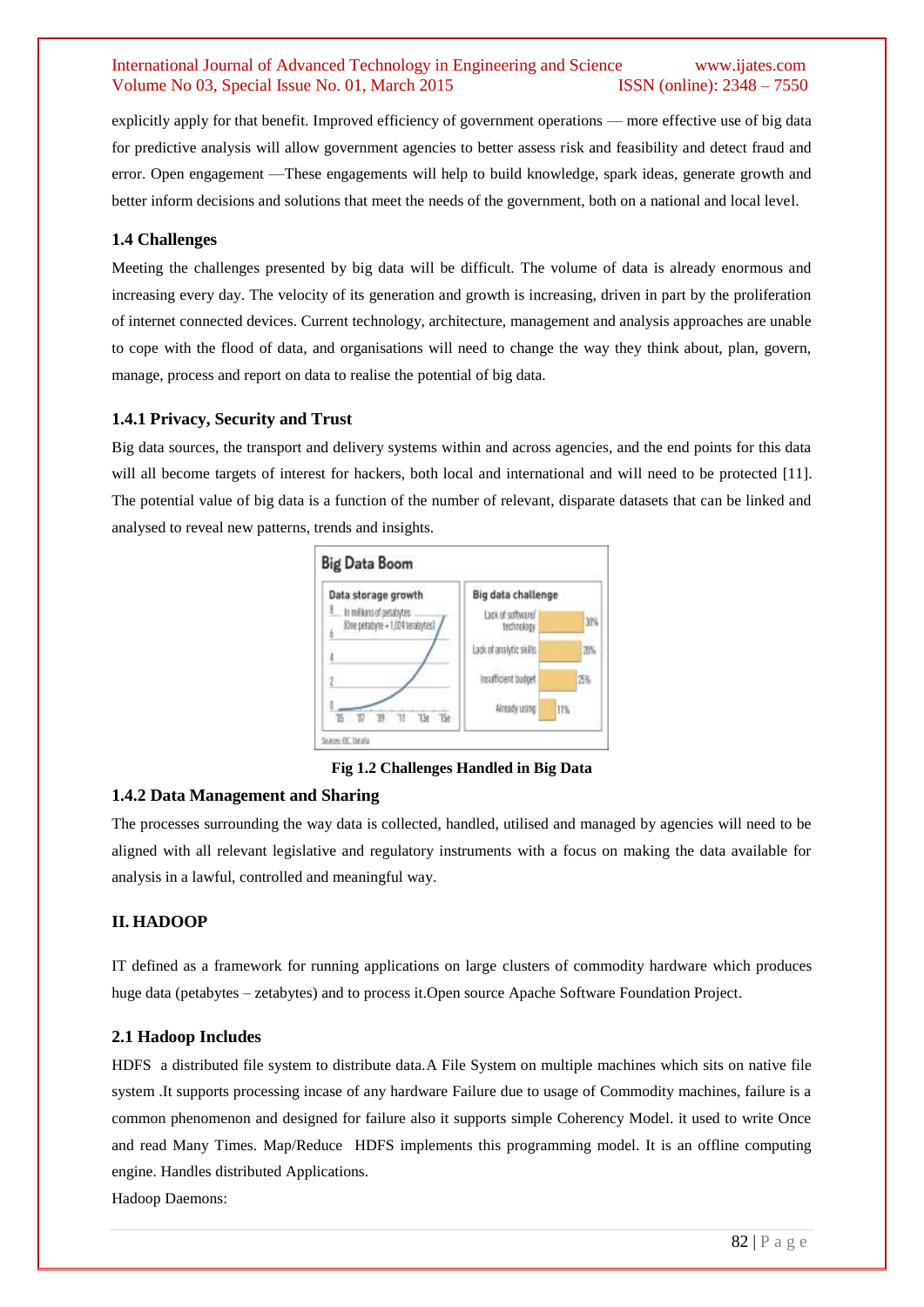explicitly apply for that benefit. Improved efficiency of government operations — more effective use of big data for predictive analysis will allow government agencies to better assess risk and feasibility and detect fraud and error. Open engagement —These engagements will help to build knowledge, spark ideas, generate growth and better inform decisions and solutions that meet the needs of the government, both on a national and local level.

### 1.4 Challenges

Meeting the challenges presented by big data will be difficult. The volume of data is already enormous and increasing every day. The velocity of its generation and growth is increasing, driven in part by the proliferation of internet connected devices. Current technology, architecture, management and analysis approaches are unable to cope with the flood of data, and organisations will need to change the way they think about, plan, govern, manage, process and report on data to realise the potential of big data.

### 1.4.1 Privacy, Security and Trust

Big data sources, the transport and delivery systems within and across agencies, and the end points for this data will all become targets of interest for hackers, both local and international and will need to be protected [11]. The potential value of big data is a function of the number of relevant, disparate datasets that can be linked and analysed to reveal new patterns, trends and insights.

**Fig 1.2 Challenges Handled in Big Data**

### 1.4.2 Data Management and Sharing

The processes surrounding the way data is collected, handled, utilised and managed by agencies will need to be aligned with all relevant legislative and regulatory instruments with a focus on making the data available for analysis in a lawful, controlled and meaningful way.

## II. HADOOP

IT defined as a framework for running applications on large clusters of commodity hardware which produces huge data (petabytes – zetabytes) and to process it.Open source Apache Software Foundation Project.

### 2.1 Hadoop Includes

HDFS a distributed file system to distribute data.A File System on multiple machines which sits on native file system .It supports processing incase of any hardware Failure due to usage of Commodity machines, failure is a common phenomenon and designed for failure also it supports simple Coherency Model. it used to write Once and read Many Times. Map/Reduce HDFS implements this programming model. It is an offline computing engine. Handles distributed Applications.

Hadoop Daemons: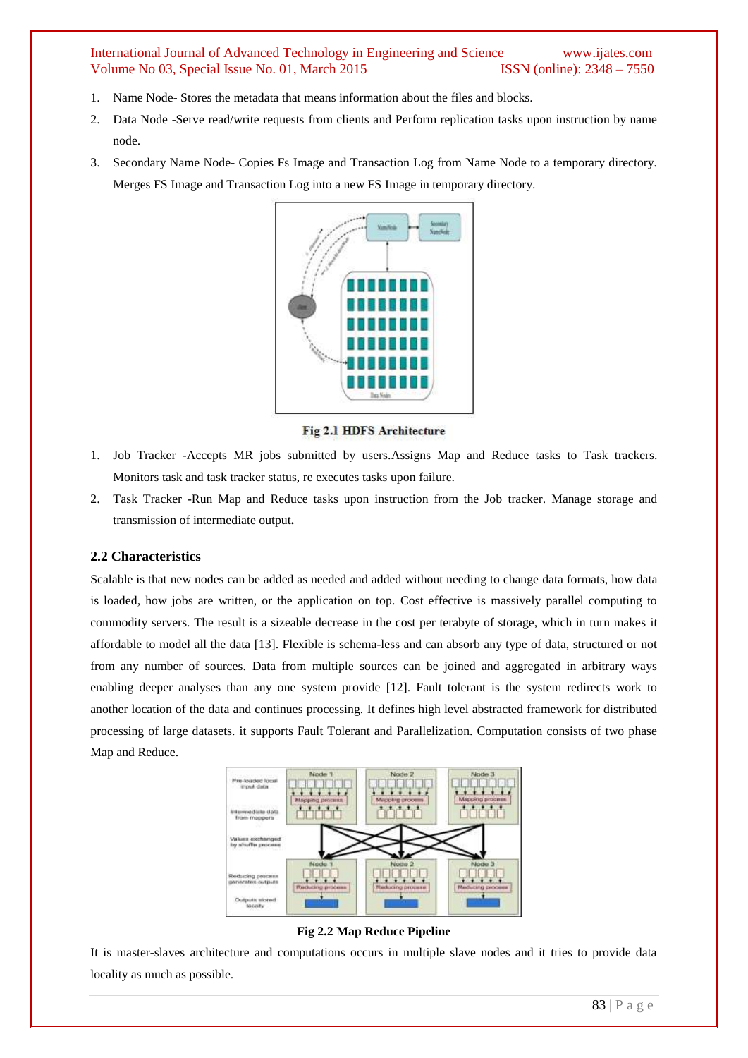1. Name Node- Stores the metadata that means information about the files and blocks.
2. Data Node -Serve read/write requests from clients and Perform replication tasks upon instruction by name node.
3. Secondary Name Node- Copies Fs Image and Transaction Log from Name Node to a temporary directory. Merges FS Image and Transaction Log into a new FS Image in temporary directory.

**Fig 2.1 HDFS Architecture**

1. Job Tracker -Accepts MR jobs submitted by users.Assigns Map and Reduce tasks to Task trackers. Monitors task and task tracker status, re executes tasks upon failure.
2. Task Tracker -Run Map and Reduce tasks upon instruction from the Job tracker. Manage storage and transmission of intermediate output**.**

### 2.2 Characteristics

Scalable is that new nodes can be added as needed and added without needing to change data formats, how data is loaded, how jobs are written, or the application on top. Cost effective is massively parallel computing to commodity servers. The result is a sizeable decrease in the cost per terabyte of storage, which in turn makes it affordable to model all the data [13]. Flexible is schema-less and can absorb any type of data, structured or not from any number of sources. Data from multiple sources can be joined and aggregated in arbitrary ways enabling deeper analyses than any one system provide [12]. Fault tolerant is the system redirects work to another location of the data and continues processing. It defines high level abstracted framework for distributed processing of large datasets. it supports Fault Tolerant and Parallelization. Computation consists of two phase Map and Reduce.

**Fig 2.2 Map Reduce Pipeline**

It is master-slaves architecture and computations occurs in multiple slave nodes and it tries to provide data locality as much as possible.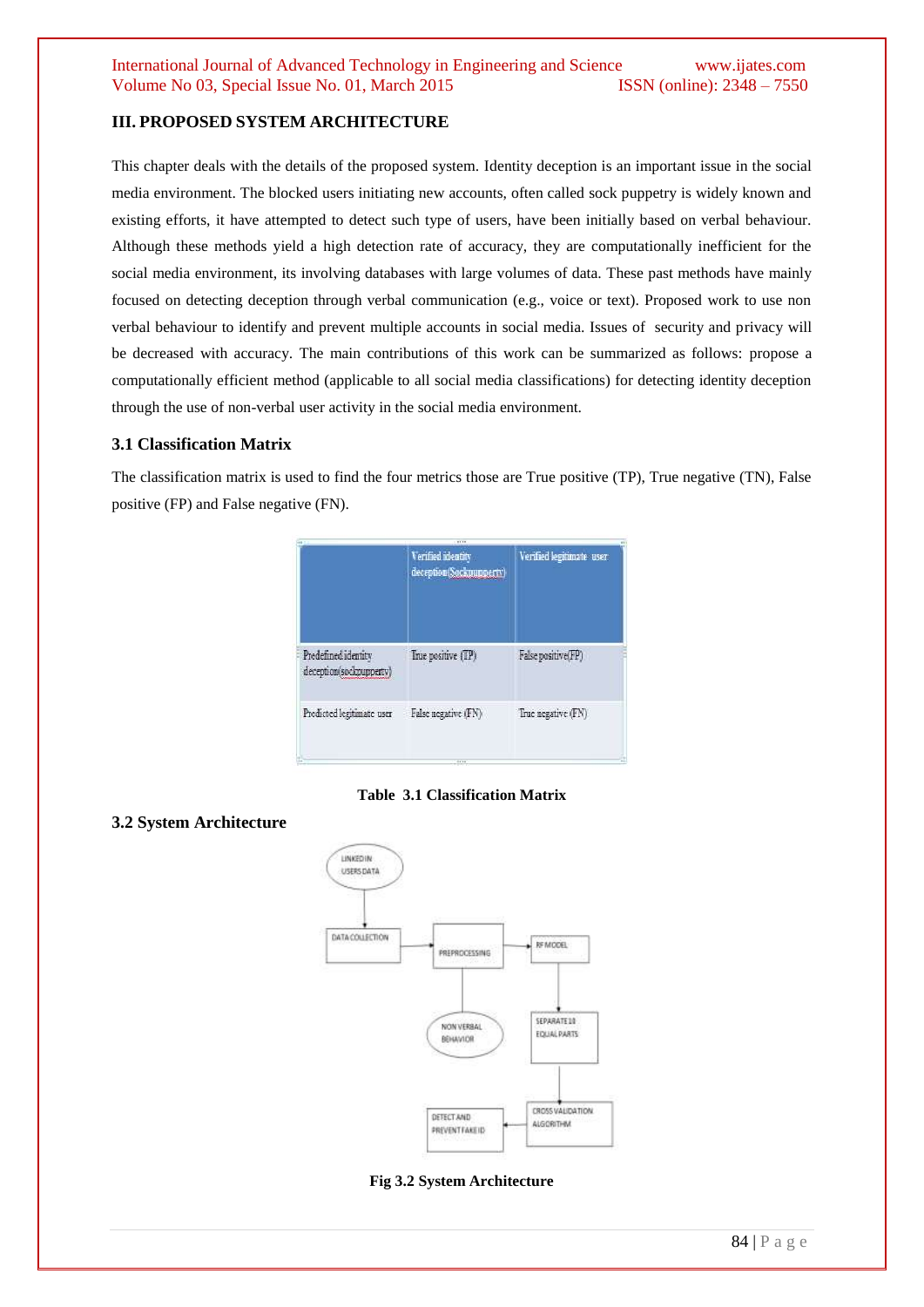## III. PROPOSED SYSTEM ARCHITECTURE

This chapter deals with the details of the proposed system. Identity deception is an important issue in the social media environment. The blocked users initiating new accounts, often called sock puppetry is widely known and existing efforts, it have attempted to detect such type of users, have been initially based on verbal behaviour. Although these methods yield a high detection rate of accuracy, they are computationally inefficient for the social media environment, its involving databases with large volumes of data. These past methods have mainly focused on detecting deception through verbal communication (e.g., voice or text). Proposed work to use non verbal behaviour to identify and prevent multiple accounts in social media. Issues of security and privacy will be decreased with accuracy. The main contributions of this work can be summarized as follows: propose a computationally efficient method (applicable to all social media classifications) for detecting identity deception through the use of non-verbal user activity in the social media environment.

### 3.1 Classification Matrix

The classification matrix is used to find the four metrics those are True positive (TP), True negative (TN), False positive (FP) and False negative (FN).

| | Verified identity deception(Sockpupperty) | Verified legitimate user |
|---|---|---|
| Predefined identity deception(sockpupperty) | True positive (TP) | False positive(FP) |
| Predicted legitimate user | False negative (FN) | True negative (FN) |

**Table 3.1 Classification Matrix**

### 3.2 System Architecture

LINKEDIN USERS DATA → DATA COLLECTION → PREPROCESSING → RF MODEL → SEPARATE 10 EQUAL PARTS → CROSS VALIDATION ALGORITHM → DETECT AND PREVENT FAKE ID

PREPROCESSING — NON VERBAL BEHAVIOR

**Fig 3.2 System Architecture**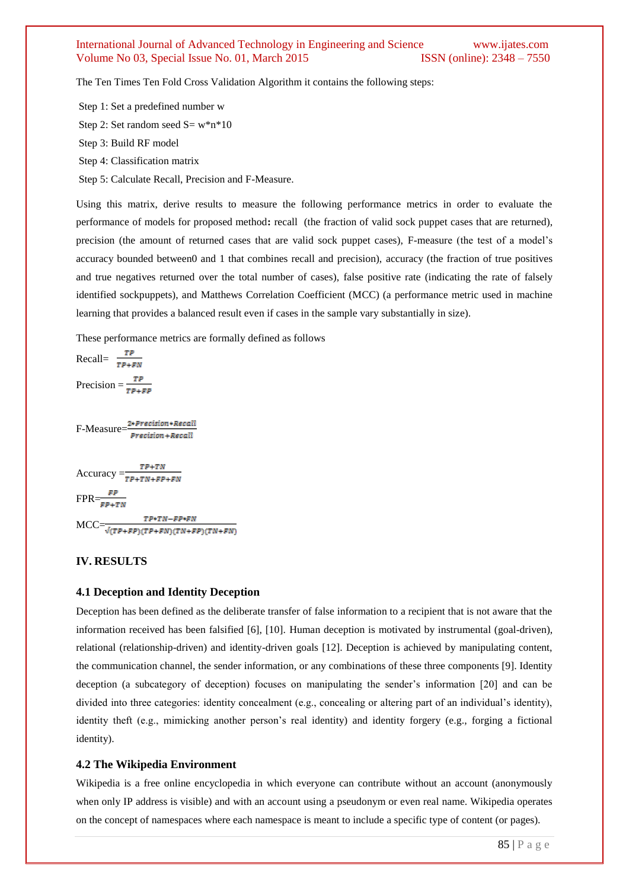The Ten Times Ten Fold Cross Validation Algorithm it contains the following steps:

Step 1: Set a predefined number w

Step 2: Set random seed S= w*n*10

Step 3: Build RF model

Step 4: Classification matrix

Step 5: Calculate Recall, Precision and F-Measure.

Using this matrix, derive results to measure the following performance metrics in order to evaluate the performance of models for proposed method**:** recall (the fraction of valid sock puppet cases that are returned), precision (the amount of returned cases that are valid sock puppet cases), F-measure (the test of a model's accuracy bounded between0 and 1 that combines recall and precision), accuracy (the fraction of true positives and true negatives returned over the total number of cases), false positive rate (indicating the rate of falsely identified sockpuppets), and Matthews Correlation Coefficient (MCC) (a performance metric used in machine learning that provides a balanced result even if cases in the sample vary substantially in size).

These performance metrics are formally defined as follows

$$\text{Recall} = \frac{TP}{TP+FN}$$

$$\text{Precision} = \frac{TP}{TP+FP}$$

$$\text{F-Measure} = \frac{2*Precision*Recall}{Precision+Recall}$$

$$\text{Accuracy} = \frac{TP+TN}{TP+TN+FP+FN}$$

$$\text{FPR} = \frac{FP}{FP+TN}$$

$$\text{MCC} = \frac{TP*TN-FP*FN}{\sqrt{(TP+FP)(TP+FN)(TN+FP)(TN+FN)}}$$

## IV. RESULTS

### 4.1 Deception and Identity Deception

Deception has been defined as the deliberate transfer of false information to a recipient that is not aware that the information received has been falsified [6], [10]. Human deception is motivated by instrumental (goal-driven), relational (relationship-driven) and identity-driven goals [12]. Deception is achieved by manipulating content, the communication channel, the sender information, or any combinations of these three components [9]. Identity deception (a subcategory of deception) focuses on manipulating the sender's information [20] and can be divided into three categories: identity concealment (e.g., concealing or altering part of an individual's identity), identity theft (e.g., mimicking another person's real identity) and identity forgery (e.g., forging a fictional identity).

### 4.2 The Wikipedia Environment

Wikipedia is a free online encyclopedia in which everyone can contribute without an account (anonymously when only IP address is visible) and with an account using a pseudonym or even real name. Wikipedia operates on the concept of namespaces where each namespace is meant to include a specific type of content (or pages).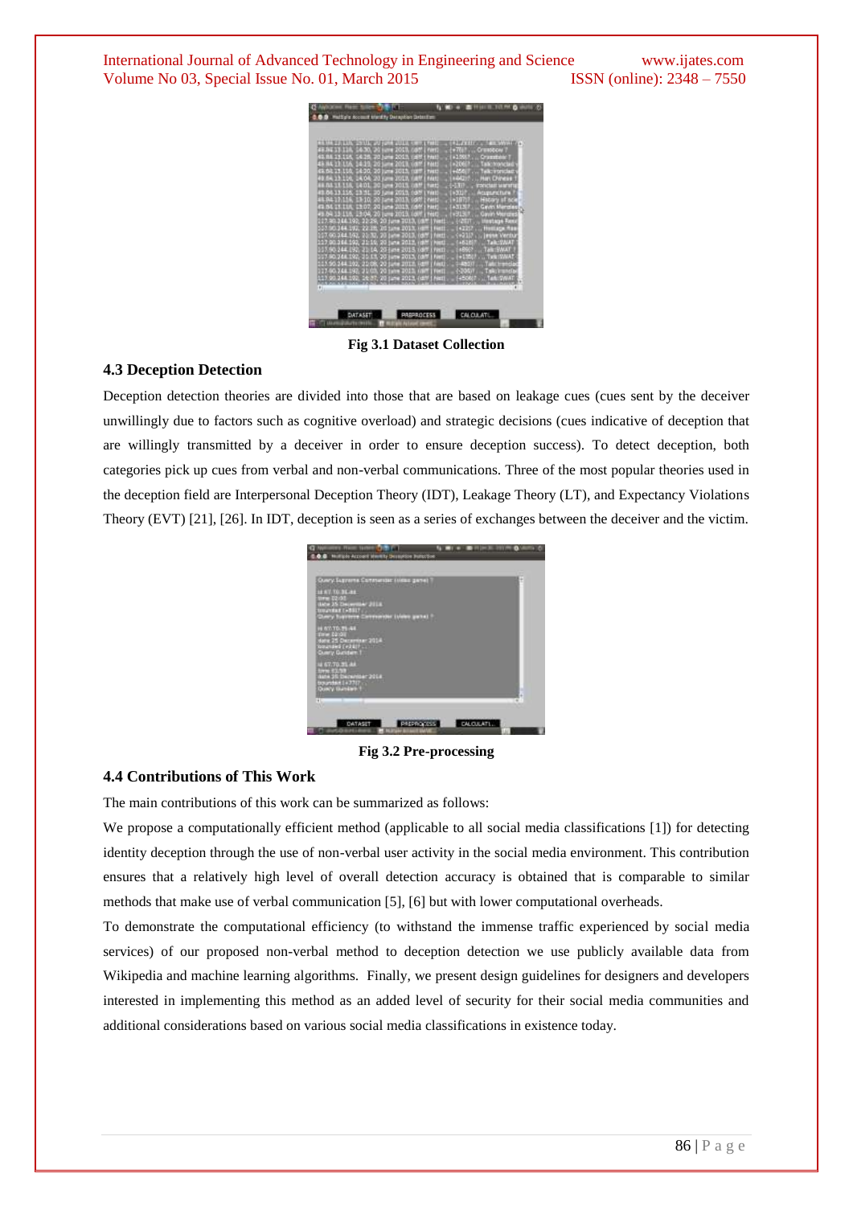Fig 3.1 Dataset Collection

### 4.3 Deception Detection

Deception detection theories are divided into those that are based on leakage cues (cues sent by the deceiver unwillingly due to factors such as cognitive overload) and strategic decisions (cues indicative of deception that are willingly transmitted by a deceiver in order to ensure deception success). To detect deception, both categories pick up cues from verbal and non-verbal communications. Three of the most popular theories used in the deception field are Interpersonal Deception Theory (IDT), Leakage Theory (LT), and Expectancy Violations Theory (EVT) [21], [26]. In IDT, deception is seen as a series of exchanges between the deceiver and the victim.

Fig 3.2 Pre-processing

### 4.4 Contributions of This Work

The main contributions of this work can be summarized as follows:

We propose a computationally efficient method (applicable to all social media classifications [1]) for detecting identity deception through the use of non-verbal user activity in the social media environment. This contribution ensures that a relatively high level of overall detection accuracy is obtained that is comparable to similar methods that make use of verbal communication [5], [6] but with lower computational overheads.

To demonstrate the computational efficiency (to withstand the immense traffic experienced by social media services) of our proposed non-verbal method to deception detection we use publicly available data from Wikipedia and machine learning algorithms. Finally, we present design guidelines for designers and developers interested in implementing this method as an added level of security for their social media communities and additional considerations based on various social media classifications in existence today.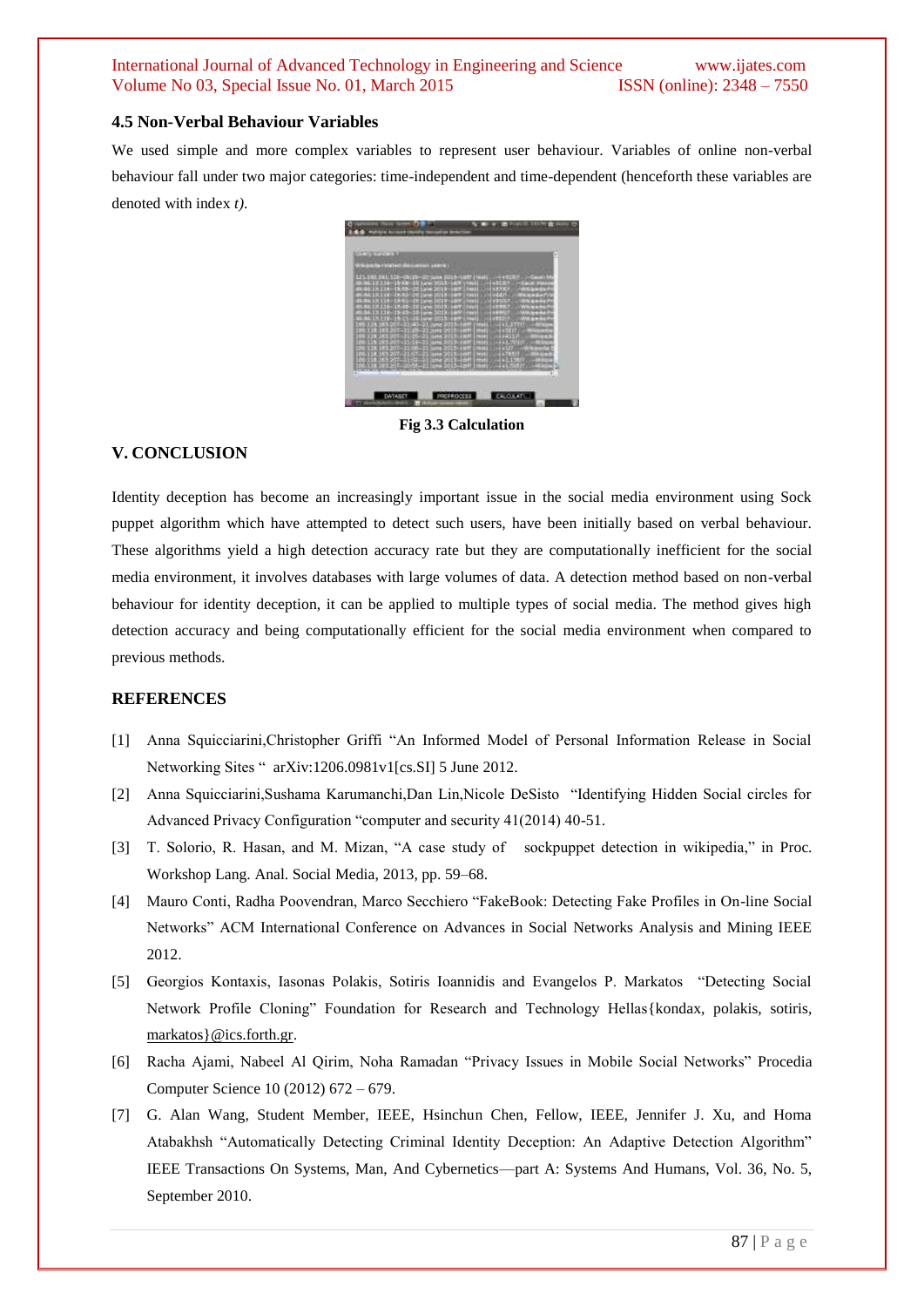### 4.5 Non-Verbal Behaviour Variables

We used simple and more complex variables to represent user behaviour. Variables of online non-verbal behaviour fall under two major categories: time-independent and time-dependent (henceforth these variables are denoted with index *t).*

**Fig 3.3 Calculation**

## V. CONCLUSION

Identity deception has become an increasingly important issue in the social media environment using Sock puppet algorithm which have attempted to detect such users, have been initially based on verbal behaviour. These algorithms yield a high detection accuracy rate but they are computationally inefficient for the social media environment, it involves databases with large volumes of data. A detection method based on non-verbal behaviour for identity deception, it can be applied to multiple types of social media. The method gives high detection accuracy and being computationally efficient for the social media environment when compared to previous methods.

## REFERENCES

[1] Anna Squicciarini,Christopher Griffi "An Informed Model of Personal Information Release in Social Networking Sites " arXiv:1206.0981v1[cs.SI] 5 June 2012.

[2] Anna Squicciarini,Sushama Karumanchi,Dan Lin,Nicole DeSisto "Identifying Hidden Social circles for Advanced Privacy Configuration "computer and security 41(2014) 40-51.

[3] T. Solorio, R. Hasan, and M. Mizan, "A case study of sockpuppet detection in wikipedia," in Proc. Workshop Lang. Anal. Social Media, 2013, pp. 59–68.

[4] Mauro Conti, Radha Poovendran, Marco Secchiero "FakeBook: Detecting Fake Profiles in On-line Social Networks" ACM International Conference on Advances in Social Networks Analysis and Mining IEEE 2012.

[5] Georgios Kontaxis, Iasonas Polakis, Sotiris Ioannidis and Evangelos P. Markatos "Detecting Social Network Profile Cloning" Foundation for Research and Technology Hellas{kondax, polakis, sotiris, markatos}@ics.forth.gr.

[6] Racha Ajami, Nabeel Al Qirim, Noha Ramadan "Privacy Issues in Mobile Social Networks" Procedia Computer Science 10 (2012) 672 – 679.

[7] G. Alan Wang, Student Member, IEEE, Hsinchun Chen, Fellow, IEEE, Jennifer J. Xu, and Homa Atabakhsh "Automatically Detecting Criminal Identity Deception: An Adaptive Detection Algorithm" IEEE Transactions On Systems, Man, And Cybernetics—part A: Systems And Humans, Vol. 36, No. 5, September 2010.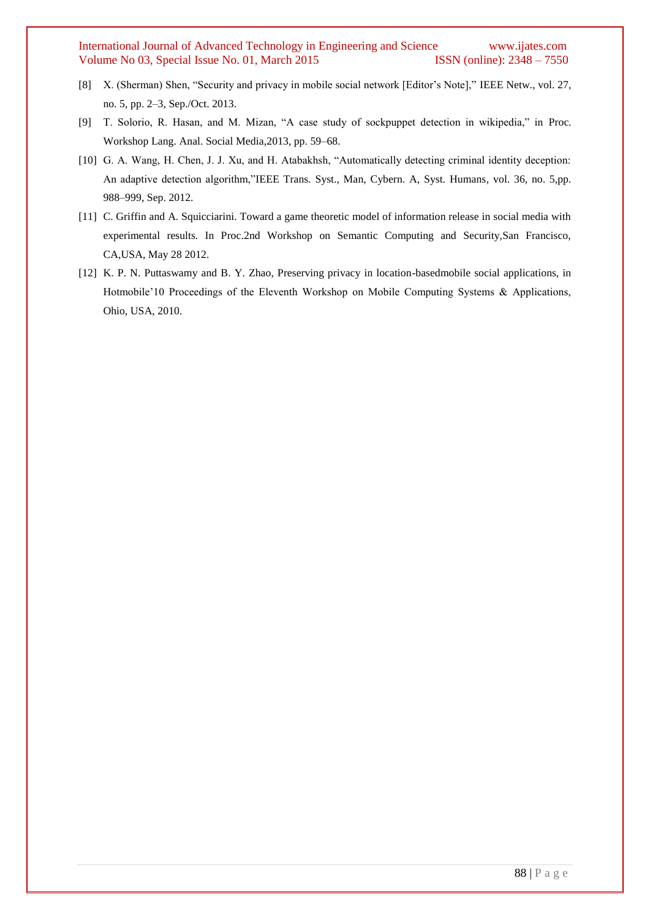[8] X. (Sherman) Shen, "Security and privacy in mobile social network [Editor's Note]," IEEE Netw., vol. 27, no. 5, pp. 2–3, Sep./Oct. 2013.

[9] T. Solorio, R. Hasan, and M. Mizan, "A case study of sockpuppet detection in wikipedia," in Proc. Workshop Lang. Anal. Social Media,2013, pp. 59–68.

[10] G. A. Wang, H. Chen, J. J. Xu, and H. Atabakhsh, "Automatically detecting criminal identity deception: An adaptive detection algorithm,"IEEE Trans. Syst., Man, Cybern. A, Syst. Humans, vol. 36, no. 5,pp. 988–999, Sep. 2012.

[11] C. Griffin and A. Squicciarini. Toward a game theoretic model of information release in social media with experimental results. In Proc.2nd Workshop on Semantic Computing and Security,San Francisco, CA,USA, May 28 2012.

[12] K. P. N. Puttaswamy and B. Y. Zhao, Preserving privacy in location-basedmobile social applications, in Hotmobile'10 Proceedings of the Eleventh Workshop on Mobile Computing Systems & Applications, Ohio, USA, 2010.